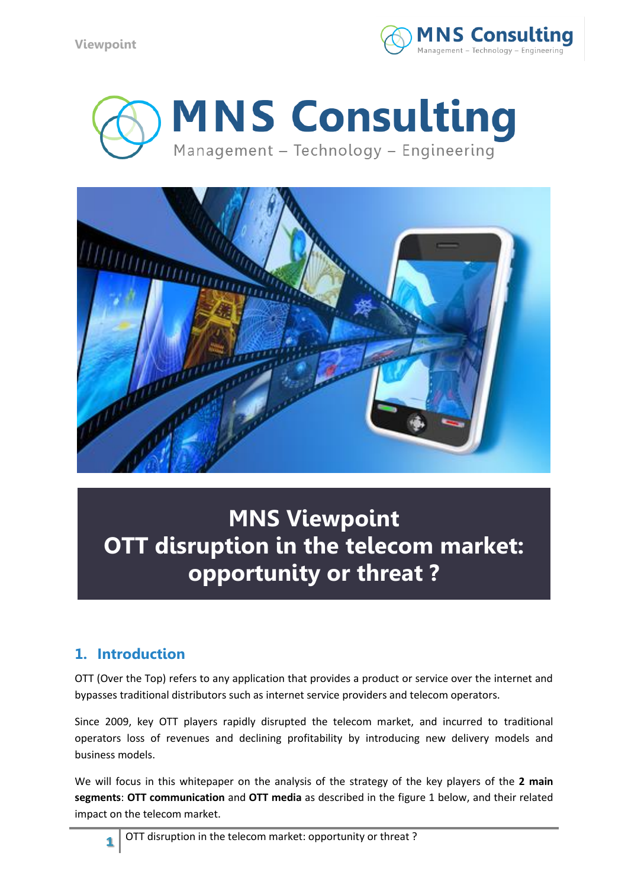# MNS Viewpoint
# OTT disruption in the telecom market: opportunity or threat ?

## 1. Introduction

OTT (Over the Top) refers to any application that provides a product or service over the internet and bypasses traditional distributors such as internet service providers and telecom operators.

Since 2009, key OTT players rapidly disrupted the telecom market, and incurred to traditional operators loss of revenues and declining profitability by introducing new delivery models and business models.

We will focus in this whitepaper on the analysis of the strategy of the key players of the **2 main segments**: **OTT communication** and **OTT media** as described in the figure 1 below, and their related impact on the telecom market.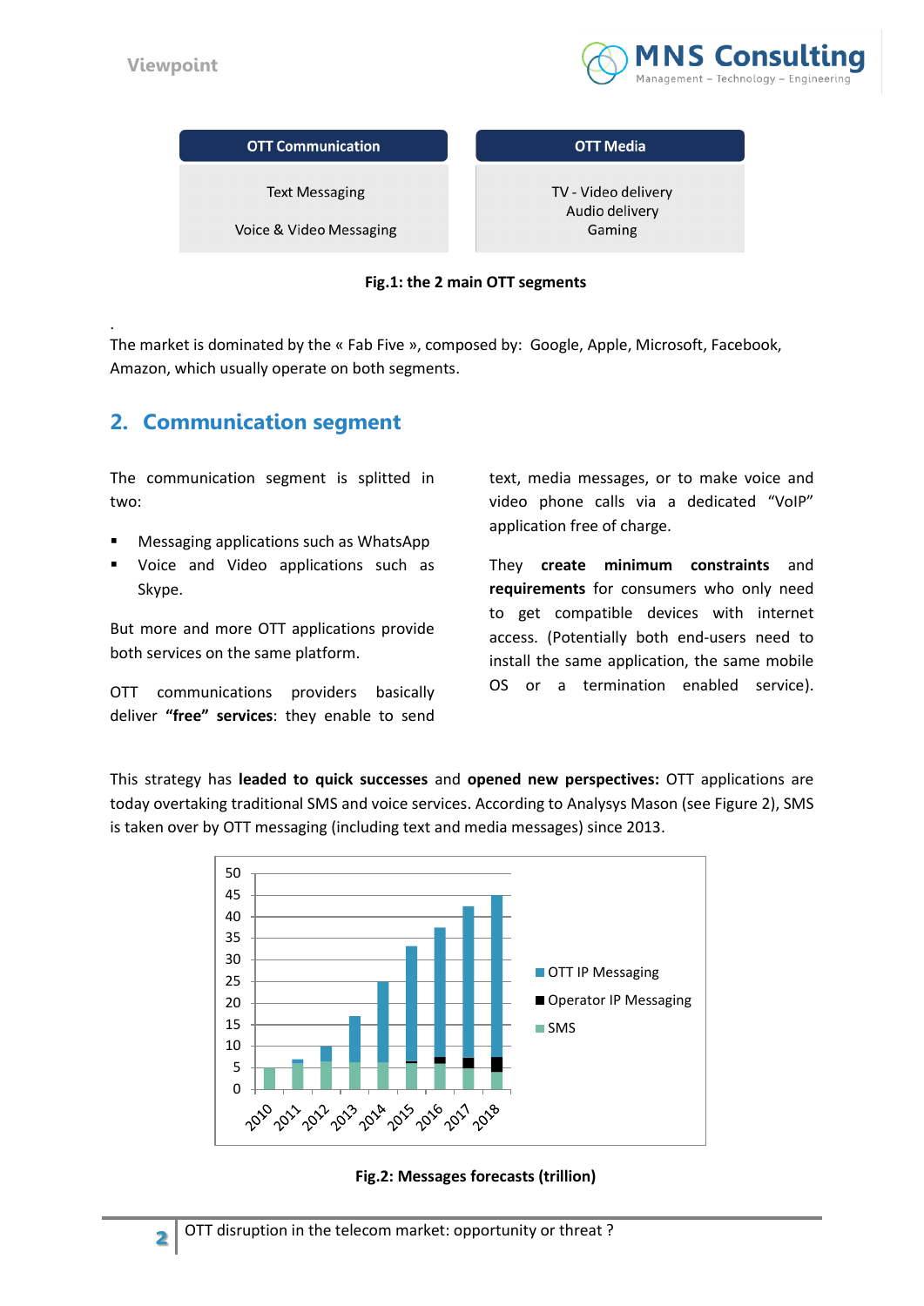| OTT Communication | OTT Media |
| --- | --- |
| Text Messaging<br>Voice & Video Messaging | TV - Video delivery<br>Audio delivery<br>Gaming |

**Fig.1: the 2 main OTT segments**

The market is dominated by the « Fab Five », composed by: Google, Apple, Microsoft, Facebook, Amazon, which usually operate on both segments.

## 2. Communication segment

The communication segment is splitted in two:

- Messaging applications such as WhatsApp
- Voice and Video applications such as Skype.

But more and more OTT applications provide both services on the same platform.

OTT communications providers basically deliver **"free" services**: they enable to send text, media messages, or to make voice and video phone calls via a dedicated "VoIP" application free of charge.

They **create minimum constraints** and **requirements** for consumers who only need to get compatible devices with internet access. (Potentially both end-users need to install the same application, the same mobile OS or a termination enabled service).

This strategy has **leaded to quick successes** and **opened new perspectives:** OTT applications are today overtaking traditional SMS and voice services. According to Analysys Mason (see Figure 2), SMS is taken over by OTT messaging (including text and media messages) since 2013.

**Fig.2: Messages forecasts (trillion)**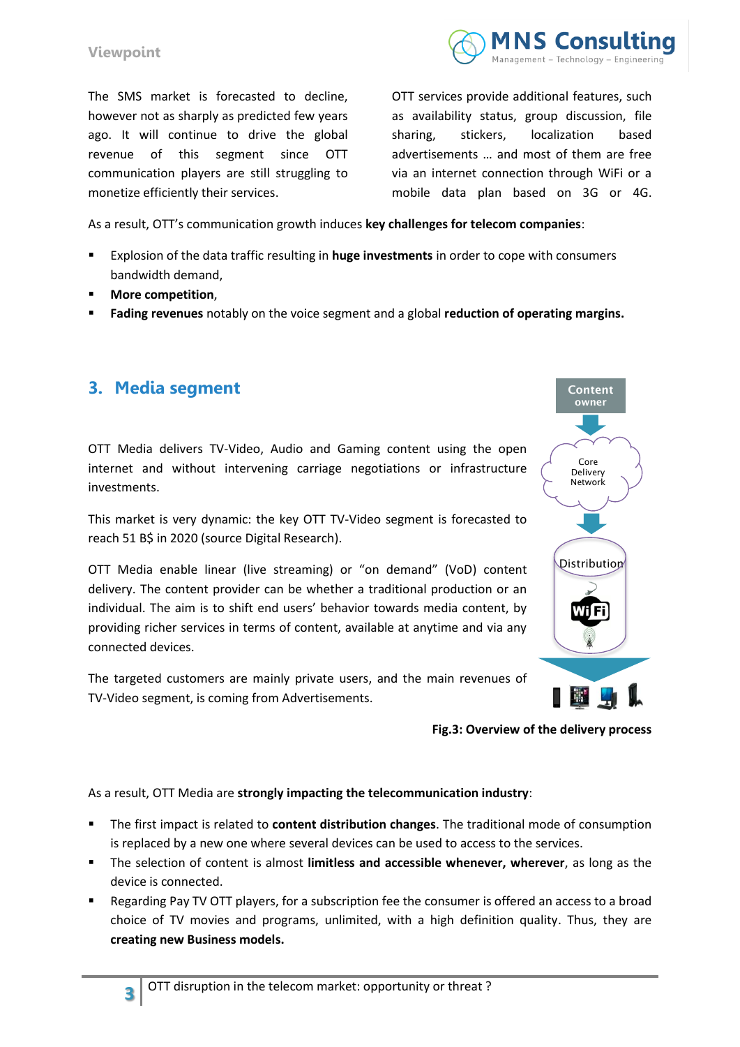The SMS market is forecasted to decline, however not as sharply as predicted few years ago. It will continue to drive the global revenue of this segment since OTT communication players are still struggling to monetize efficiently their services.

OTT services provide additional features, such as availability status, group discussion, file sharing, stickers, localization based advertisements … and most of them are free via an internet connection through WiFi or a mobile data plan based on 3G or 4G.

As a result, OTT's communication growth induces **key challenges for telecom companies**:

- Explosion of the data traffic resulting in **huge investments** in order to cope with consumers bandwidth demand,
- **More competition**,
- **Fading revenues** notably on the voice segment and a global **reduction of operating margins.**

## 3. Media segment

OTT Media delivers TV-Video, Audio and Gaming content using the open internet and without intervening carriage negotiations or infrastructure investments.

This market is very dynamic: the key OTT TV-Video segment is forecasted to reach 51 B$ in 2020 (source Digital Research).

OTT Media enable linear (live streaming) or "on demand" (VoD) content delivery. The content provider can be whether a traditional production or an individual. The aim is to shift end users' behavior towards media content, by providing richer services in terms of content, available at anytime and via any connected devices.

The targeted customers are mainly private users, and the main revenues of TV-Video segment, is coming from Advertisements.

Content owner

Core Delivery Network

Distribution

**Fig.3: Overview of the delivery process**

As a result, OTT Media are **strongly impacting the telecommunication industry**:

- The first impact is related to **content distribution changes**. The traditional mode of consumption is replaced by a new one where several devices can be used to access to the services.
- The selection of content is almost **limitless and accessible whenever, wherever**, as long as the device is connected.
- Regarding Pay TV OTT players, for a subscription fee the consumer is offered an access to a broad choice of TV movies and programs, unlimited, with a high definition quality. Thus, they are **creating new Business models.**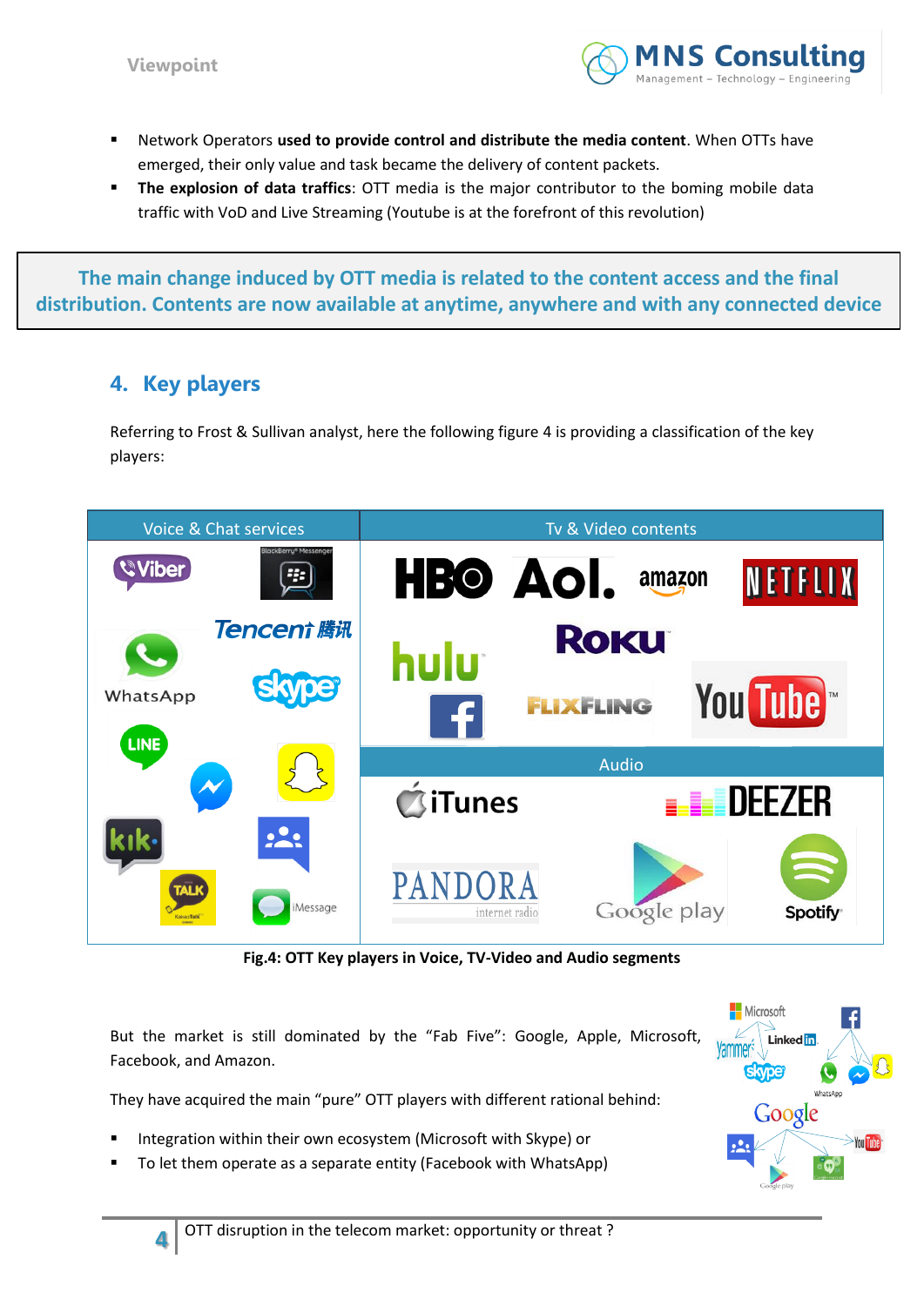- Network Operators **used to provide control and distribute the media content**. When OTTs have emerged, their only value and task became the delivery of content packets.
- **The explosion of data traffics**: OTT media is the major contributor to the boming mobile data traffic with VoD and Live Streaming (Youtube is at the forefront of this revolution)

**The main change induced by OTT media is related to the content access and the final distribution. Contents are now available at anytime, anywhere and with any connected device**

## 4. Key players

Referring to Frost & Sullivan analyst, here the following figure 4 is providing a classification of the key players:

**Fig.4: OTT Key players in Voice, TV-Video and Audio segments**

But the market is still dominated by the "Fab Five": Google, Apple, Microsoft, Facebook, and Amazon.

They have acquired the main "pure" OTT players with different rational behind:

- Integration within their own ecosystem (Microsoft with Skype) or
- To let them operate as a separate entity (Facebook with WhatsApp)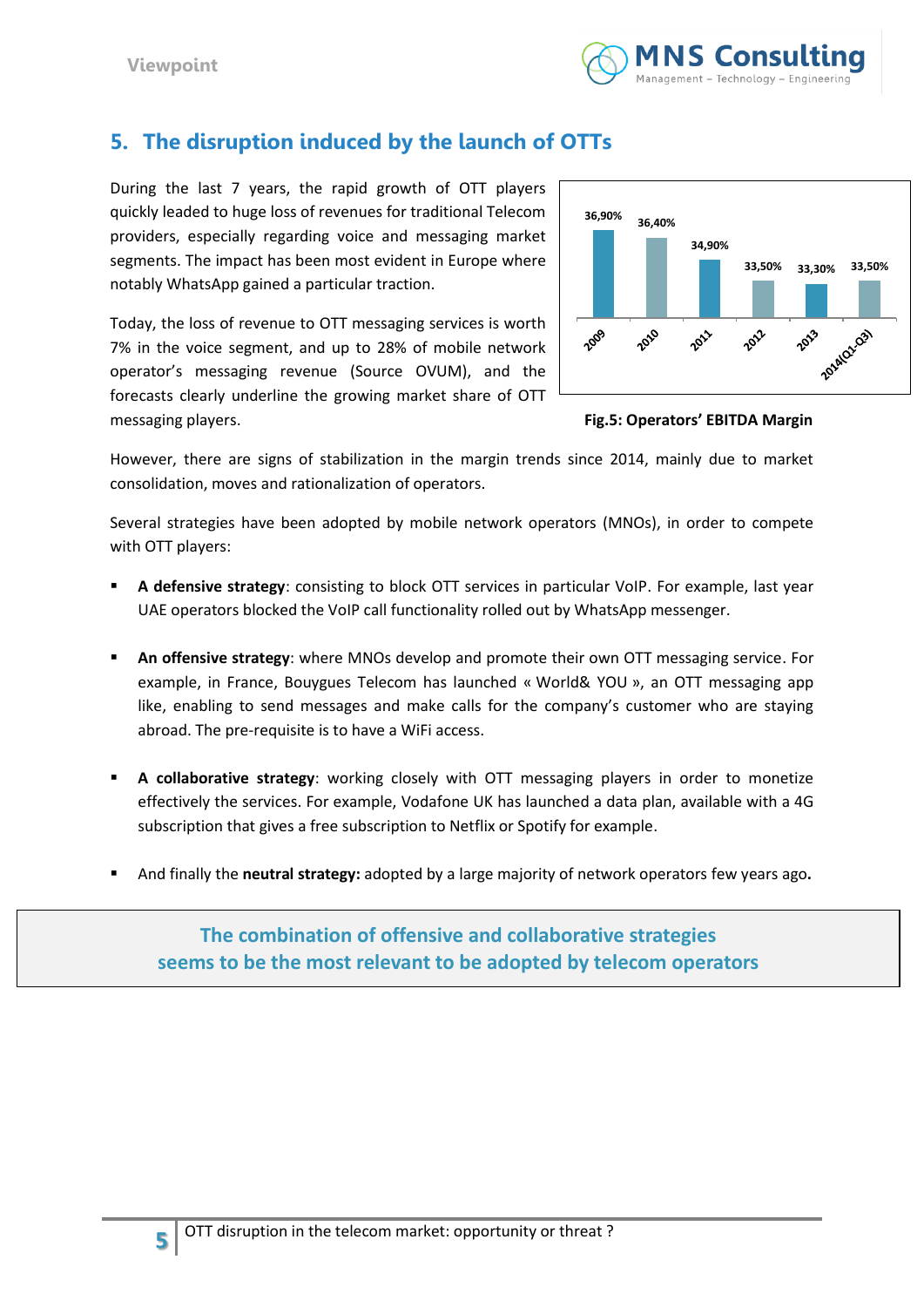## 5. The disruption induced by the launch of OTTs

During the last 7 years, the rapid growth of OTT players quickly leaded to huge loss of revenues for traditional Telecom providers, especially regarding voice and messaging market segments. The impact has been most evident in Europe where notably WhatsApp gained a particular traction.

Today, the loss of revenue to OTT messaging services is worth 7% in the voice segment, and up to 28% of mobile network operator's messaging revenue (Source OVUM), and the forecasts clearly underline the growing market share of OTT messaging players.

| 2009 | 2010 | 2011 | 2012 | 2013 | 2014(Q1-Q3) |
|---|---|---|---|---|---|
| 36,90% | 36,40% | 34,90% | 33,50% | 33,30% | 33,50% |

**Fig.5: Operators' EBITDA Margin**

However, there are signs of stabilization in the margin trends since 2014, mainly due to market consolidation, moves and rationalization of operators.

Several strategies have been adopted by mobile network operators (MNOs), in order to compete with OTT players:

- **A defensive strategy**: consisting to block OTT services in particular VoIP. For example, last year UAE operators blocked the VoIP call functionality rolled out by WhatsApp messenger.
- **An offensive strategy**: where MNOs develop and promote their own OTT messaging service. For example, in France, Bouygues Telecom has launched « World& YOU », an OTT messaging app like, enabling to send messages and make calls for the company's customer who are staying abroad. The pre-requisite is to have a WiFi access.
- **A collaborative strategy**: working closely with OTT messaging players in order to monetize effectively the services. For example, Vodafone UK has launched a data plan, available with a 4G subscription that gives a free subscription to Netflix or Spotify for example.
- And finally the **neutral strategy:** adopted by a large majority of network operators few years ago**.**

**The combination of offensive and collaborative strategies seems to be the most relevant to be adopted by telecom operators**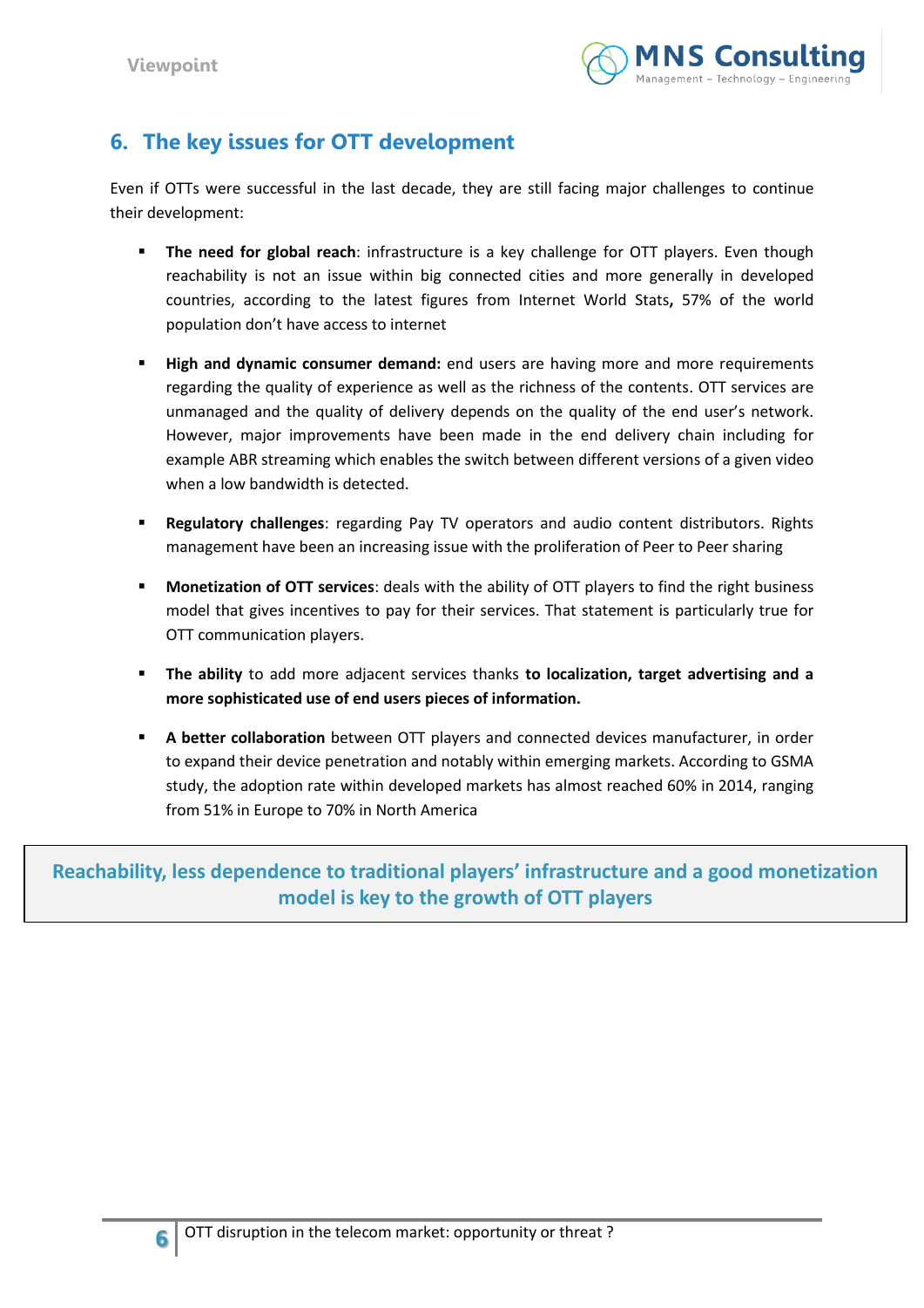## 6. The key issues for OTT development

Even if OTTs were successful in the last decade, they are still facing major challenges to continue their development:

- **The need for global reach**: infrastructure is a key challenge for OTT players. Even though reachability is not an issue within big connected cities and more generally in developed countries, according to the latest figures from Internet World Stats**,** 57% of the world population don't have access to internet

- **High and dynamic consumer demand:** end users are having more and more requirements regarding the quality of experience as well as the richness of the contents. OTT services are unmanaged and the quality of delivery depends on the quality of the end user's network. However, major improvements have been made in the end delivery chain including for example ABR streaming which enables the switch between different versions of a given video when a low bandwidth is detected.

- **Regulatory challenges**: regarding Pay TV operators and audio content distributors. Rights management have been an increasing issue with the proliferation of Peer to Peer sharing

- **Monetization of OTT services**: deals with the ability of OTT players to find the right business model that gives incentives to pay for their services. That statement is particularly true for OTT communication players.

- **The ability** to add more adjacent services thanks **to localization, target advertising and a more sophisticated use of end users pieces of information.**

- **A better collaboration** between OTT players and connected devices manufacturer, in order to expand their device penetration and notably within emerging markets. According to GSMA study, the adoption rate within developed markets has almost reached 60% in 2014, ranging from 51% in Europe to 70% in North America

**Reachability, less dependence to traditional players' infrastructure and a good monetization model is key to the growth of OTT players**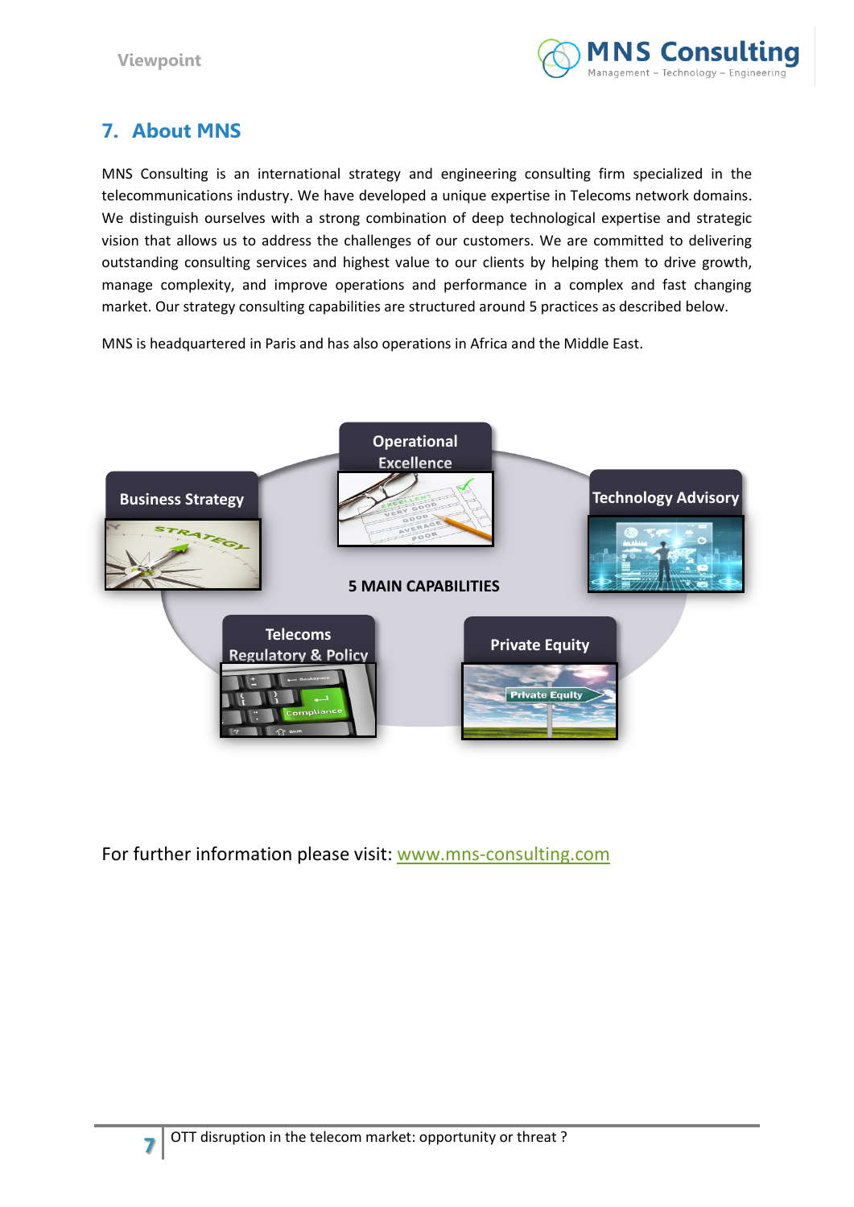## 7. About MNS

MNS Consulting is an international strategy and engineering consulting firm specialized in the telecommunications industry. We have developed a unique expertise in Telecoms network domains. We distinguish ourselves with a strong combination of deep technological expertise and strategic vision that allows us to address the challenges of our customers. We are committed to delivering outstanding consulting services and highest value to our clients by helping them to drive growth, manage complexity, and improve operations and performance in a complex and fast changing market. Our strategy consulting capabilities are structured around 5 practices as described below.

MNS is headquartered in Paris and has also operations in Africa and the Middle East.

Operational Excellence

Business Strategy

Technology Advisory

5 MAIN CAPABILITIES

Telecoms Regulatory & Policy

Private Equity

For further information please visit: www.mns-consulting.com